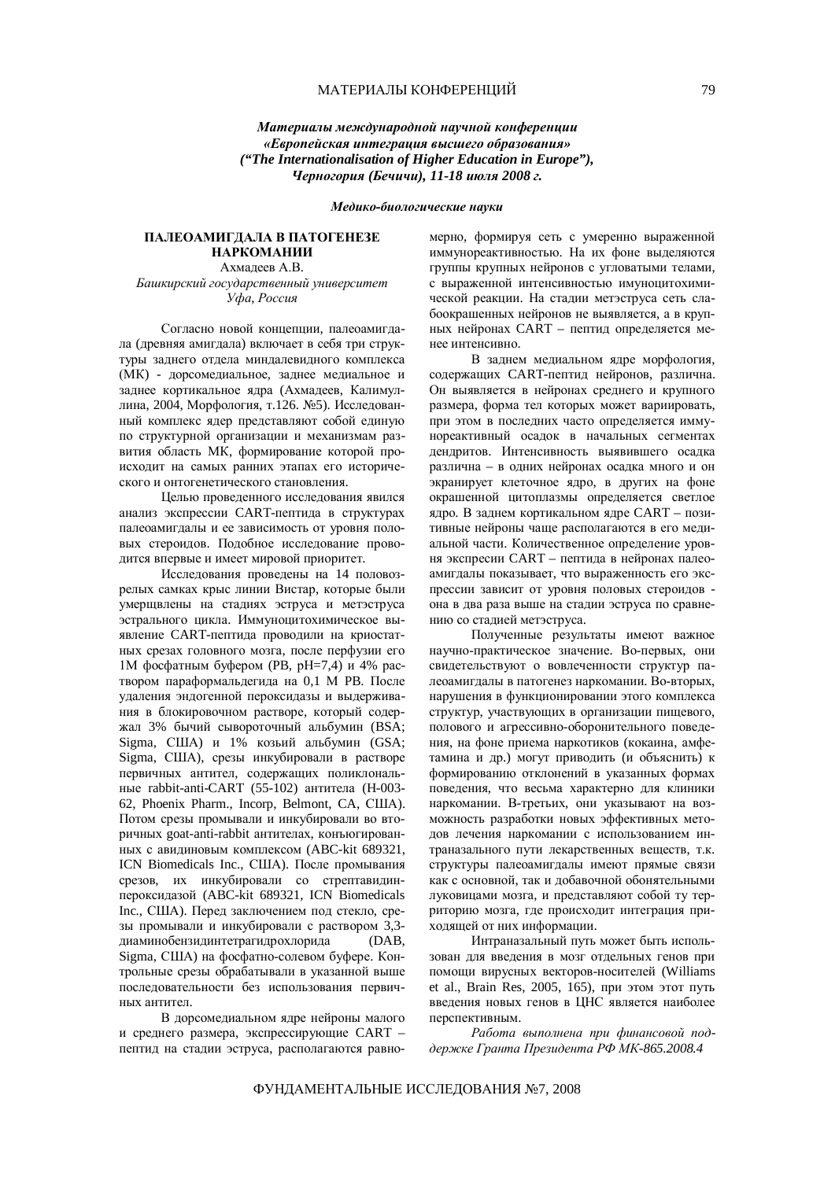***Материалы международной научной конференции «Европейская интеграция высшего образования» ("The Internationalisation of Higher Education in Europe"), Черногория (Бечичи), 11-18 июля 2008 г.***

***Медико-биологические науки***

## ПАЛЕОАМИГДАЛА В ПАТОГЕНЕЗЕ НАРКОМАНИИ

Ахмадеев А.В.

*Башкирский государственный университет Уфа, Россия*

Согласно новой концепции, палеоамигдала (древняя амигдала) включает в себя три структуры заднего отдела миндалевидного комплекса (МК) - дорсомедиальное, заднее медиальное и заднее кортикальное ядра (Ахмадеев, Калимуллина, 2004, Морфология, т.126. №5). Исследованный комплекс ядер представляют собой единую по структурной организации и механизмам развития область МК, формирование которой происходит на самых ранних этапах его исторического и онтогенетического становления.

Целью проведенного исследования явился анализ экспрессии CART-пептида в структурах палеоамигдалы и ее зависимость от уровня половых стероидов. Подобное исследование проводится впервые и имеет мировой приоритет.

Исследования проведены на 14 половозрелых самках крыс линии Вистар, которые были умерщвлены на стадиях эструса и метэструса эстрального цикла. Иммуноцитохимическое выявление CART-пептида проводили на криостатных срезах головного мозга, после перфузии его 1M фосфатным буфером (PB, pH=7,4) и 4% раствором параформальдегида на 0,1 M PB. После удаления эндогенной пероксидазы и выдерживания в блокировочном растворе, который содержал 3% бычий сывороточный альбумин (BSA; Sigma, США) и 1% козьий альбумин (GSA; Sigma, США), срезы инкубировали в растворе первичных антител, содержащих поликлональные rabbit-anti-CART (55-102) антитела (H-003-62, Phoenix Pharm., Incorp, Belmont, CA, США). Потом срезы промывали и инкубировали во вторичных goat-anti-rabbit антителах, коньюгированных с авидиновым комплексом (ABC-kit 689321, ICN Biomedicals Inc., США). После промывания срезов, их инкубировали со стрептавидин-пероксидазой (ABC-kit 689321, ICN Biomedicals Inc., США). Перед заключением под стекло, срезы промывали и инкубировали с раствором 3,3-диаминобензидинтетрагидрохлорида (DAB, Sigma, США) на фосфатно-солевом буфере. Контрольные срезы обрабатывали в указанной выше последовательности без использования первичных антител.

В дорсомедиальном ядре нейроны малого и среднего размера, экспрессирующие CART – пептид на стадии эструса, располагаются равномерно, формируя сеть с умеренно выраженной иммунореактивностью. На их фоне выделяются группы крупных нейронов с угловатыми телами, с выраженной интенсивностью имуноцитохимической реакции. На стадии метэструса сеть слабоокрашенных нейронов не выявляется, а в крупных нейронах CART – пептид определяется менее интенсивно.

В заднем медиальном ядре морфология, содержащих CART-пептид нейронов, различна. Он выявляется в нейронах среднего и крупного размера, форма тел которых может варииировать, при этом в последних часто определяется иммунореактивный осадок в начальных сегментах дендритов. Интенсивность выявившего осадка различна – в одних нейронах осадка много и он экранирует клеточное ядро, в других на фоне окрашенной цитоплазмы определяется светлое ядро. В заднем кортикальном ядре CART – позитивные нейроны чаще располагаются в его медиальной части. Количественное определение уровня экспрессии CART – пептида в нейронах палеоамигдалы показывает, что выраженность его экспрессии зависит от уровня половых стероидов - она в два раза выше на стадии эструса по сравнению со стадией метэструса.

Полученные результаты имеют важное научно-практическое значение. Во-первых, они свидетельствуют о вовлеченности структур палеоамигдалы в патогенез наркомании. Во-вторых, нарушения в функционировании этого комплекса структур, участвующих в организации пищевого, полового и агрессивно-оборонительного поведения, на фоне приема наркотиков (кокаина, амфетамина и др.) могут приводить (и объяснить) к формированию отклонений в указанных формах поведения, что весьма характерно для клиники наркомании. В-третьих, они указывают на возможность разработки новых эффективных методов лечения наркомании с использованием интраназального пути лекарственных веществ, т.к. структуры палеоамигдалы имеют прямые связи как с основной, так и добавочной обонятельными луковицами мозга, и представляют собой ту территорию мозга, где происходит интеграция приходящей от них информации.

Интраназальный путь может быть использован для введения в мозг отдельных генов при помощи вирусных векторов-носителей (Williams et al., Brain Res, 2005, 165), при этом этот путь введения новых генов в ЦНС является наиболее перспективным.

*Работа выполнена при финансовой поддержке Гранта Президента РФ МК-865.2008.4*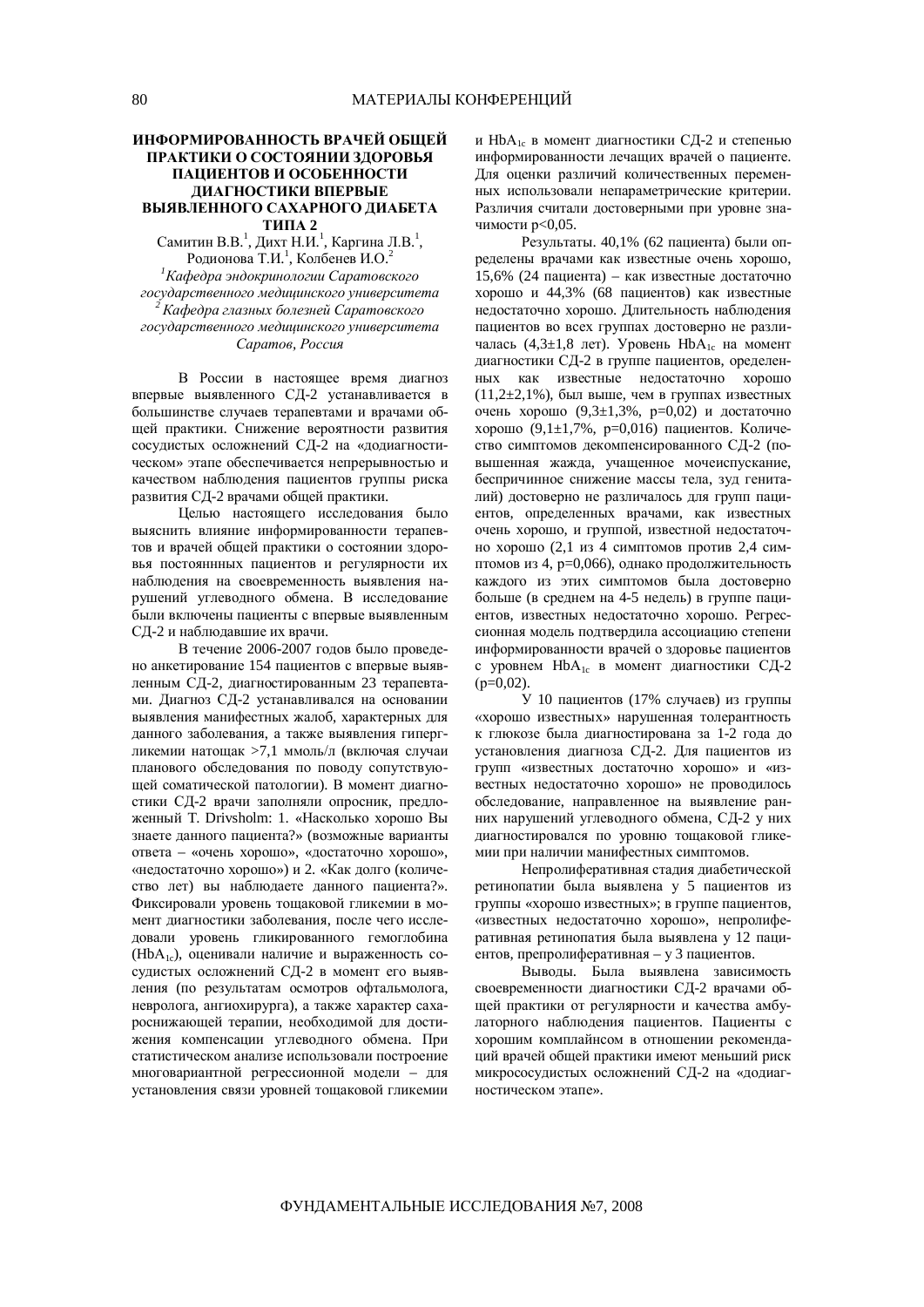# ИНФОРМИРОВАННОСТЬ ВРАЧЕЙ ОБЩЕЙ ПРАКТИКИ О СОСТОЯНИИ ЗДОРОВЬЯ ПАЦИЕНТОВ И ОСОБЕННОСТИ ДИАГНОСТИКИ ВПЕРВЫЕ ВЫЯВЛЕННОГО САХАРНОГО ДИАБЕТА ТИПА 2

Самитин В.В.[1], Дихт Н.И.[1], Каргина Л.В.[1], Родионова Т.И.[1], Колбенев И.О.[2]

*[1]Кафедра эндокринологии Саратовского государственного медицинского университета*
*[2]Кафедра глазных болезней Саратовского государственного медицинского университета*
*Саратов, Россия*

В России в настоящее время диагноз впервые выявленного СД-2 устанавливается в большинстве случаев терапевтами и врачами общей практики. Снижение вероятности развития сосудистых осложнений СД-2 на «додиагностическом» этапе обеспечивается непрерывностью и качеством наблюдения пациентов группы риска развития СД-2 врачами общей практики.

Целью настоящего исследования было выяснить влияние информированности терапевтов и врачей общей практики о состоянии здоровья постояннных пациентов и регулярности их наблюдения на своевременность выявления нарушений углеводного обмена. В исследование были включены пациенты с впервые выявленным СД-2 и наблюдавшие их врачи.

В течение 2006-2007 годов было проведено анкетирование 154 пациентов с впервые выявленным СД-2, диагностированным 23 терапевтами. Диагноз СД-2 устанавливался на основании выявления манифестных жалоб, характерных для данного заболевания, а также выявления гипергликемии натощак >7,1 ммоль/л (включая случаи планового обследования по поводу сопутствующей соматической патологии). В момент диагностики СД-2 врачи заполняли опросник, предложенный T. Drivsholm: 1. «Насколько хорошо Вы знаете данного пациента?» (возможные варианты ответа – «очень хорошо», «достаточно хорошо», «недостаточно хорошо») и 2. «Как долго (количество лет) вы наблюдаете данного пациента?». Фиксировали уровень тощаковой гликемии в момент диагностики заболевания, после чего исследовали уровень гликированного гемоглобина ($HbA_{1c}$), оценивали наличие и выраженность сосудистых осложнений СД-2 в момент его выявления (по результатам осмотров офтальмолога, невролога, ангиохирурга), а также характер сахароснижающей терапии, необходимой для достижения компенсации углеводного обмена. При статистическом анализе использовали построение многовариантной регрессионной модели – для установления связи уровней тощаковой гликемии и $HbA_{1c}$ в момент диагностики СД-2 и степенью информированности лечащих врачей о пациенте. Для оценки различий количественных переменных использовали непараметрические критерии. Различия считали достоверными при уровне значимости $p<0,05$.

Результаты. 40,1% (62 пациента) были определены врачами как известные очень хорошо, 15,6% (24 пациента) – как известные достаточно хорошо и 44,3% (68 пациентов) как известные недостаточно хорошо. Длительность наблюдения пациентов во всех группах достоверно не различалась (4,3±1,8 лет). Уровень $HbA_{1c}$ на момент диагностики СД-2 в группе пациентов, ореденленных как известные недостаточно хорошо (11,2±2,1%), был выше, чем в группах известных очень хорошо (9,3±1,3%, $p=0,02$) и достаточно хорошо (9,1±1,7%, $p=0,016$) пациентов. Количество симптомов декомпенсированного СД-2 (повышенная жажда, учащенное мочеиспускание, беспричинное снижение массы тела, зуд гениталий) достоверно не различалось для групп пациентов, определенных врачами, как известных очень хорошо, и группой, известной недостаточно хорошо (2,1 из 4 симптомов против 2,4 симптомов из 4, $p=0,066$), однако продолжительность каждого из этих симптомов была достоверно больше (в среднем на 4-5 недель) в группе пациентов, известных недостаточно хорошо. Регрессионная модель подтвердила ассоциацию степени информированности врачей о здоровье пациентов с уровнем $HbA_{1c}$ в момент диагностики СД-2 ($p=0,02$).

У 10 пациентов (17% случаев) из группы «хорошо известных» нарушенная толерантность к глюкозе была диагностирована за 1-2 года до установления диагноза СД-2. Для пациентов из групп «известных достаточно хорошо» и «известных недостаточно хорошо» не проводилось обследование, направленное на выявление ранних нарушений углеводного обмена, СД-2 у них диагностировался по уровню тощаковой гликемии при наличии манифестных симптомов.

Непролиферативная стадия диабетической ретинопатии была выявлена у 5 пациентов из группы «хорошо известных»; в группе пациентов, «известных недостаточно хорошо», непролиферативная ретинопатия была выявлена у 12 пациентов, препролиферативная – у 3 пациентов.

Выводы. Была выявлена зависимость своевременности диагностики СД-2 врачами общей практики от регулярности и качества амбулаторного наблюдения пациентов. Пациенты с хорошим комплайнсом в отношении рекомендаций врачей общей практики имеют меньший риск микрососудистых осложнений СД-2 на «додиагностическом этапе».